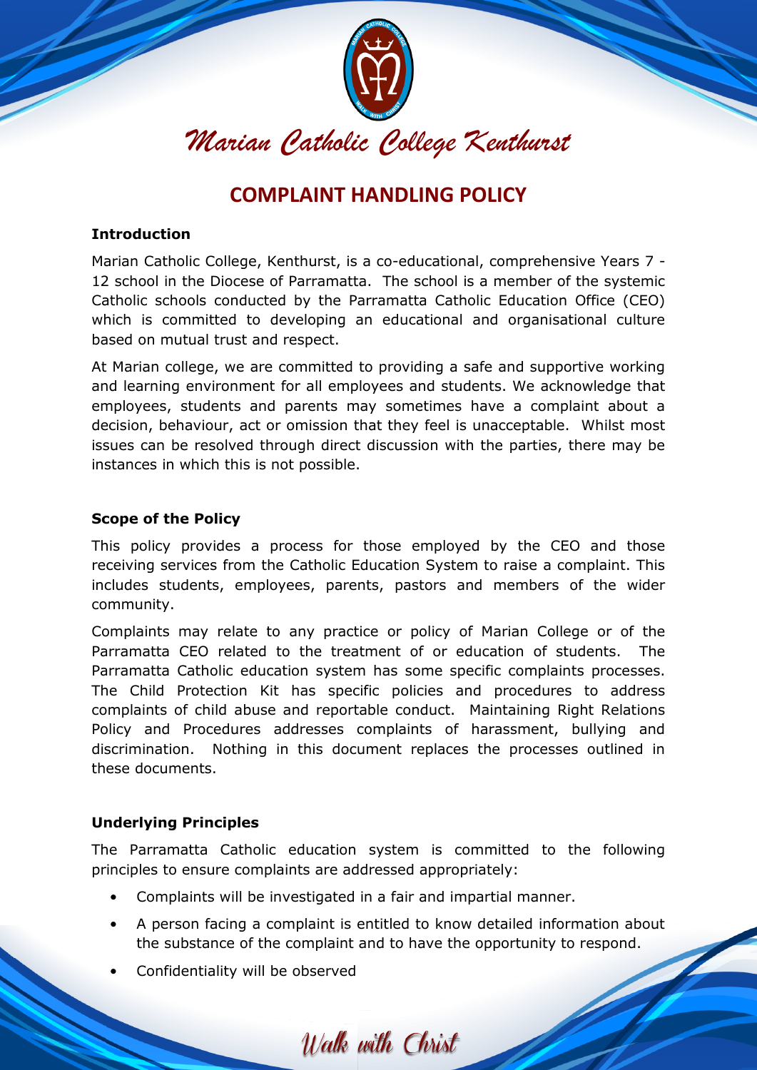Marian Catholic College Kenthurst

# COMPLAINT HANDLING POLICY

**Introduction**

Marian Catholic College, Kenthurst, is a co-educational, comprehensive Years 7 - 12 school in the Diocese of Parramatta. The school is a member of the systemic Catholic schools conducted by the Parramatta Catholic Education Office (CEO) which is committed to developing an educational and organisational culture based on mutual trust and respect.

At Marian college, we are committed to providing a safe and supportive working and learning environment for all employees and students. We acknowledge that employees, students and parents may sometimes have a complaint about a decision, behaviour, act or omission that they feel is unacceptable. Whilst most issues can be resolved through direct discussion with the parties, there may be instances in which this is not possible.

**Scope of the Policy**

This policy provides a process for those employed by the CEO and those receiving services from the Catholic Education System to raise a complaint. This includes students, employees, parents, pastors and members of the wider community.

Complaints may relate to any practice or policy of Marian College or of the Parramatta CEO related to the treatment of or education of students. The Parramatta Catholic education system has some specific complaints processes. The Child Protection Kit has specific policies and procedures to address complaints of child abuse and reportable conduct. Maintaining Right Relations Policy and Procedures addresses complaints of harassment, bullying and discrimination. Nothing in this document replaces the processes outlined in these documents.

**Underlying Principles**

The Parramatta Catholic education system is committed to the following principles to ensure complaints are addressed appropriately:

- Complaints will be investigated in a fair and impartial manner.
- A person facing a complaint is entitled to know detailed information about the substance of the complaint and to have the opportunity to respond.
- Confidentiality will be observed

Walk with Christ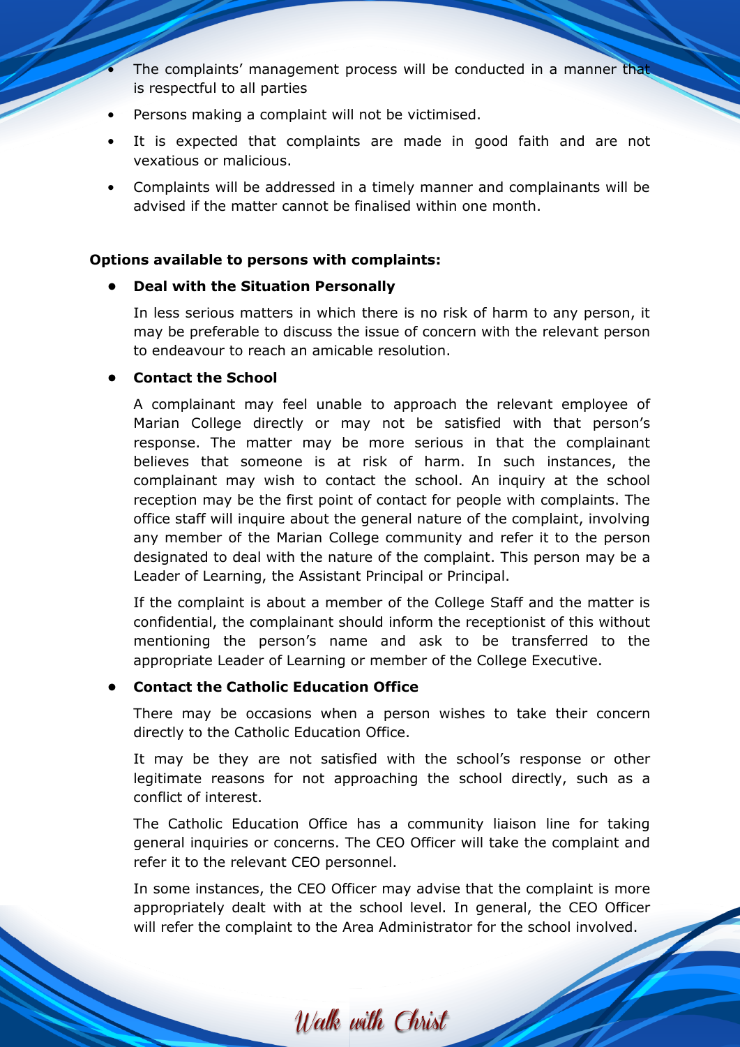- The complaints' management process will be conducted in a manner that is respectful to all parties
- Persons making a complaint will not be victimised.
- It is expected that complaints are made in good faith and are not vexatious or malicious.
- Complaints will be addressed in a timely manner and complainants will be advised if the matter cannot be finalised within one month.

**Options available to persons with complaints:**

- **Deal with the Situation Personally**

  In less serious matters in which there is no risk of harm to any person, it may be preferable to discuss the issue of concern with the relevant person to endeavour to reach an amicable resolution.

- **Contact the School**

  A complainant may feel unable to approach the relevant employee of Marian College directly or may not be satisfied with that person's response. The matter may be more serious in that the complainant believes that someone is at risk of harm. In such instances, the complainant may wish to contact the school. An inquiry at the school reception may be the first point of contact for people with complaints. The office staff will inquire about the general nature of the complaint, involving any member of the Marian College community and refer it to the person designated to deal with the nature of the complaint. This person may be a Leader of Learning, the Assistant Principal or Principal.

  If the complaint is about a member of the College Staff and the matter is confidential, the complainant should inform the receptionist of this without mentioning the person's name and ask to be transferred to the appropriate Leader of Learning or member of the College Executive.

- **Contact the Catholic Education Office**

  There may be occasions when a person wishes to take their concern directly to the Catholic Education Office.

  It may be they are not satisfied with the school's response or other legitimate reasons for not approaching the school directly, such as a conflict of interest.

  The Catholic Education Office has a community liaison line for taking general inquiries or concerns. The CEO Officer will take the complaint and refer it to the relevant CEO personnel.

  In some instances, the CEO Officer may advise that the complaint is more appropriately dealt with at the school level. In general, the CEO Officer will refer the complaint to the Area Administrator for the school involved.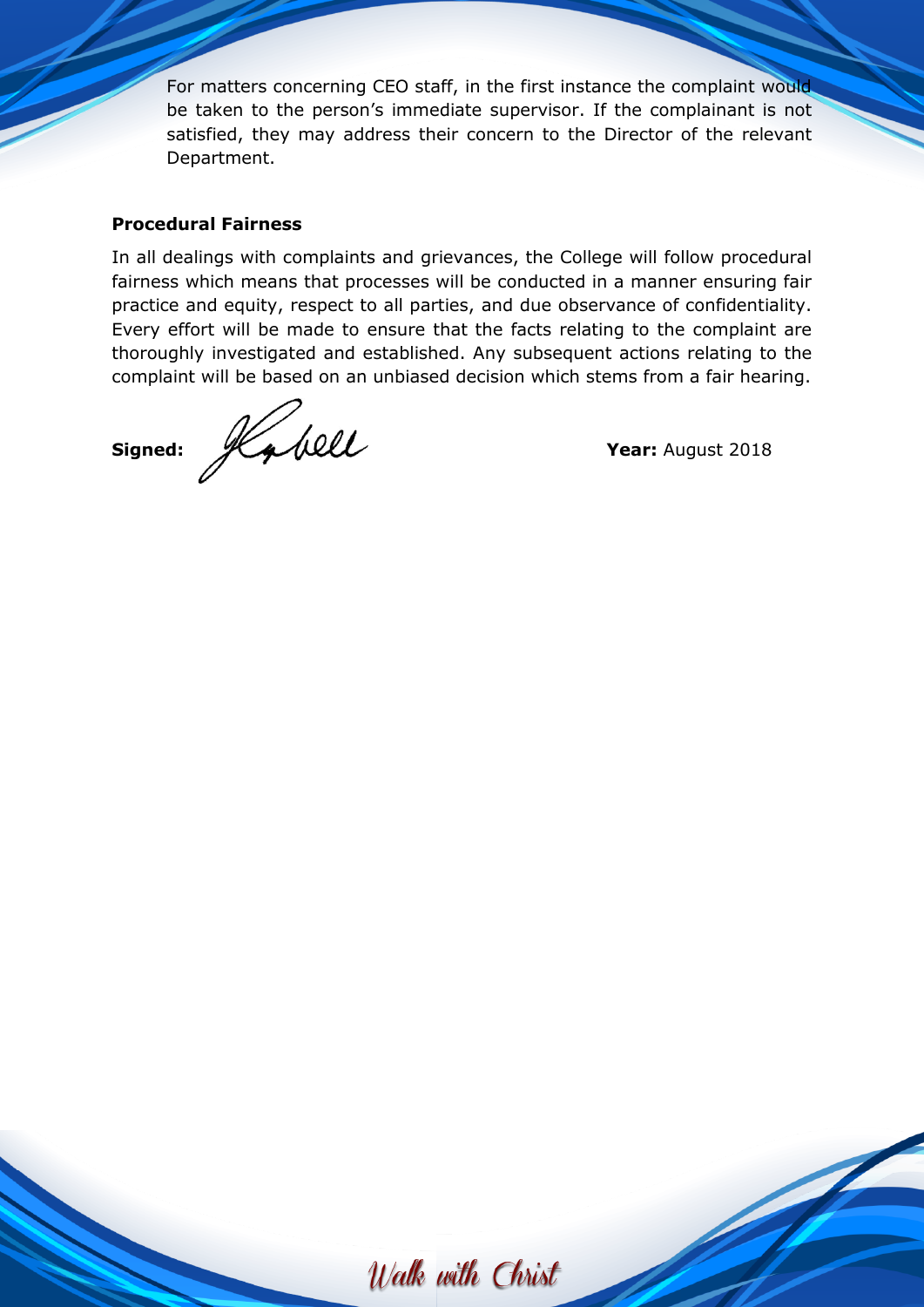For matters concerning CEO staff, in the first instance the complaint would be taken to the person's immediate supervisor. If the complainant is not satisfied, they may address their concern to the Director of the relevant Department.

**Procedural Fairness**

In all dealings with complaints and grievances, the College will follow procedural fairness which means that processes will be conducted in a manner ensuring fair practice and equity, respect to all parties, and due observance of confidentiality. Every effort will be made to ensure that the facts relating to the complaint are thoroughly investigated and established. Any subsequent actions relating to the complaint will be based on an unbiased decision which stems from a fair hearing.

**Signed:** **Year:** August 2018